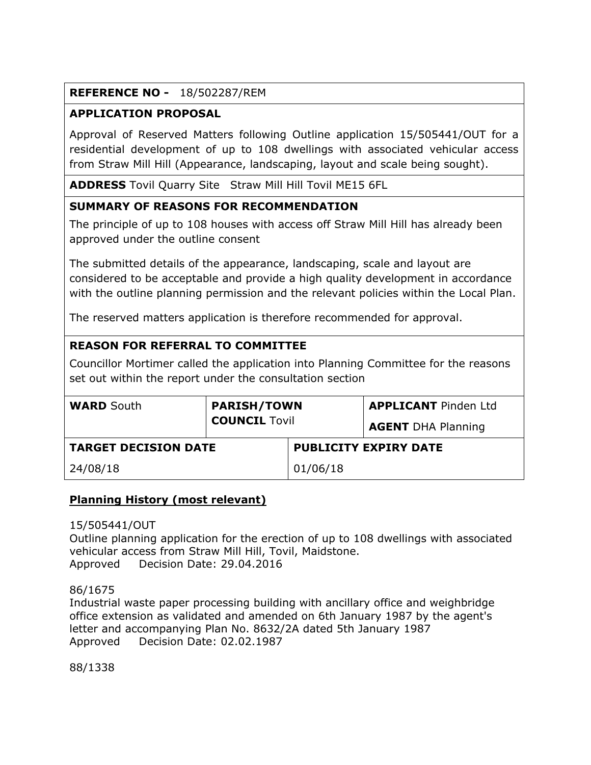**REFERENCE NO -** 18/502287/REM

**APPLICATION PROPOSAL**

Approval of Reserved Matters following Outline application 15/505441/OUT for a residential development of up to 108 dwellings with associated vehicular access from Straw Mill Hill (Appearance, landscaping, layout and scale being sought).

**ADDRESS** Tovil Quarry Site Straw Mill Hill Tovil ME15 6FL

**SUMMARY OF REASONS FOR RECOMMENDATION**

The principle of up to 108 houses with access off Straw Mill Hill has already been approved under the outline consent

The submitted details of the appearance, landscaping, scale and layout are considered to be acceptable and provide a high quality development in accordance with the outline planning permission and the relevant policies within the Local Plan.

The reserved matters application is therefore recommended for approval.

**REASON FOR REFERRAL TO COMMITTEE**

Councillor Mortimer called the application into Planning Committee for the reasons set out within the report under the consultation section

| **WARD** South | **PARISH/TOWN COUNCIL** Tovil | **APPLICANT** Pinden Ltd<br>**AGENT** DHA Planning |
|---|---|---|
| **TARGET DECISION DATE**<br>24/08/18 | **PUBLICITY EXPIRY DATE**<br>01/06/18 | |

## Planning History (most relevant)

15/505441/OUT
Outline planning application for the erection of up to 108 dwellings with associated vehicular access from Straw Mill Hill, Tovil, Maidstone.
Approved Decision Date: 29.04.2016

86/1675
Industrial waste paper processing building with ancillary office and weighbridge office extension as validated and amended on 6th January 1987 by the agent's letter and accompanying Plan No. 8632/2A dated 5th January 1987
Approved Decision Date: 02.02.1987

88/1338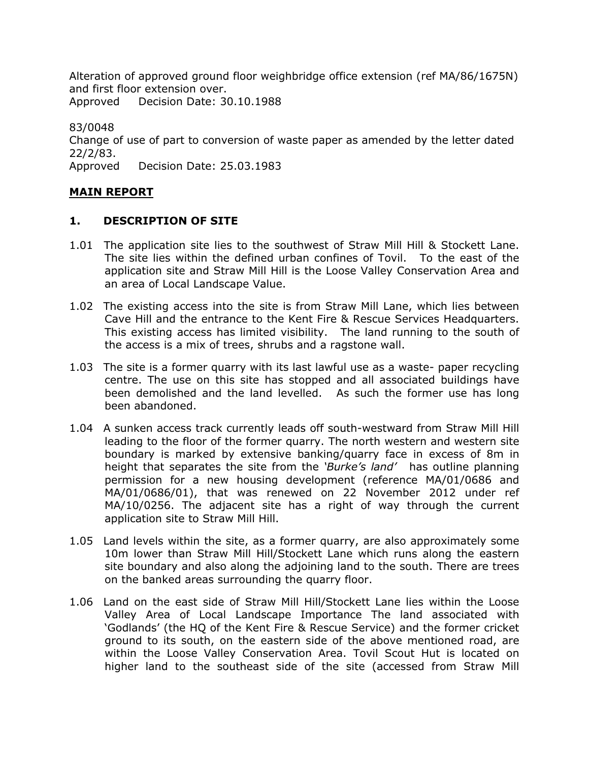Alteration of approved ground floor weighbridge office extension (ref MA/86/1675N) and first floor extension over.
Approved Decision Date: 30.10.1988

83/0048
Change of use of part to conversion of waste paper as amended by the letter dated 22/2/83.
Approved Decision Date: 25.03.1983

## MAIN REPORT

### 1. DESCRIPTION OF SITE

1.01 The application site lies to the southwest of Straw Mill Hill & Stockett Lane. The site lies within the defined urban confines of Tovil. To the east of the application site and Straw Mill Hill is the Loose Valley Conservation Area and an area of Local Landscape Value.

1.02 The existing access into the site is from Straw Mill Lane, which lies between Cave Hill and the entrance to the Kent Fire & Rescue Services Headquarters. This existing access has limited visibility. The land running to the south of the access is a mix of trees, shrubs and a ragstone wall.

1.03 The site is a former quarry with its last lawful use as a waste- paper recycling centre. The use on this site has stopped and all associated buildings have been demolished and the land levelled. As such the former use has long been abandoned.

1.04 A sunken access track currently leads off south-westward from Straw Mill Hill leading to the floor of the former quarry. The north western and western site boundary is marked by extensive banking/quarry face in excess of 8m in height that separates the site from the *'Burke's land'* has outline planning permission for a new housing development (reference MA/01/0686 and MA/01/0686/01), that was renewed on 22 November 2012 under ref MA/10/0256. The adjacent site has a right of way through the current application site to Straw Mill Hill.

1.05 Land levels within the site, as a former quarry, are also approximately some 10m lower than Straw Mill Hill/Stockett Lane which runs along the eastern site boundary and also along the adjoining land to the south. There are trees on the banked areas surrounding the quarry floor.

1.06 Land on the east side of Straw Mill Hill/Stockett Lane lies within the Loose Valley Area of Local Landscape Importance The land associated with 'Godlands' (the HQ of the Kent Fire & Rescue Service) and the former cricket ground to its south, on the eastern side of the above mentioned road, are within the Loose Valley Conservation Area. Tovil Scout Hut is located on higher land to the southeast side of the site (accessed from Straw Mill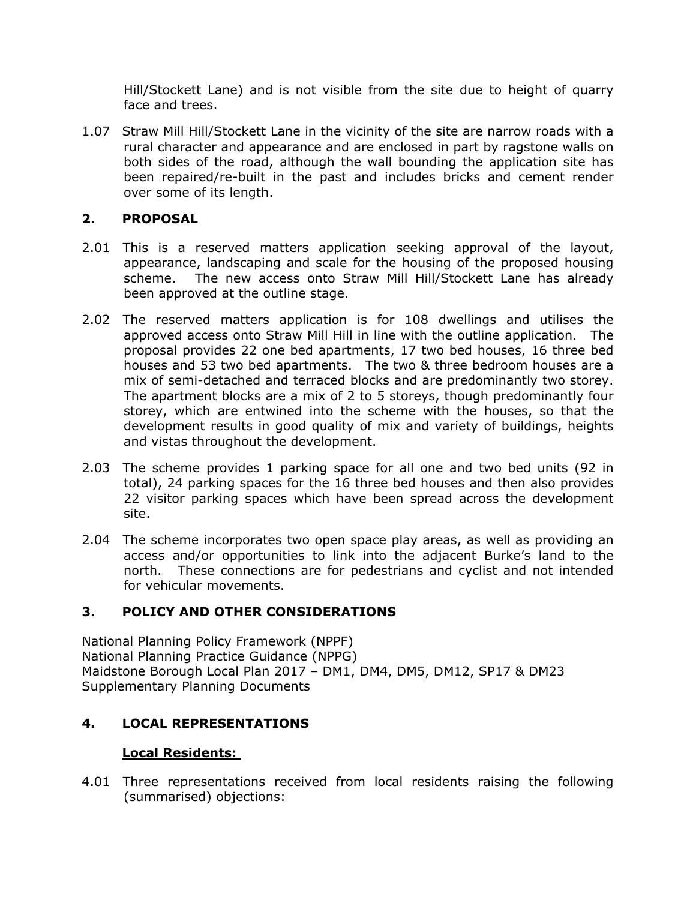Hill/Stockett Lane) and is not visible from the site due to height of quarry face and trees.

1.07 Straw Mill Hill/Stockett Lane in the vicinity of the site are narrow roads with a rural character and appearance and are enclosed in part by ragstone walls on both sides of the road, although the wall bounding the application site has been repaired/re-built in the past and includes bricks and cement render over some of its length.

## 2. PROPOSAL

2.01 This is a reserved matters application seeking approval of the layout, appearance, landscaping and scale for the housing of the proposed housing scheme. The new access onto Straw Mill Hill/Stockett Lane has already been approved at the outline stage.

2.02 The reserved matters application is for 108 dwellings and utilises the approved access onto Straw Mill Hill in line with the outline application. The proposal provides 22 one bed apartments, 17 two bed houses, 16 three bed houses and 53 two bed apartments. The two & three bedroom houses are a mix of semi-detached and terraced blocks and are predominantly two storey. The apartment blocks are a mix of 2 to 5 storeys, though predominantly four storey, which are entwined into the scheme with the houses, so that the development results in good quality of mix and variety of buildings, heights and vistas throughout the development.

2.03 The scheme provides 1 parking space for all one and two bed units (92 in total), 24 parking spaces for the 16 three bed houses and then also provides 22 visitor parking spaces which have been spread across the development site.

2.04 The scheme incorporates two open space play areas, as well as providing an access and/or opportunities to link into the adjacent Burke's land to the north. These connections are for pedestrians and cyclist and not intended for vehicular movements.

## 3. POLICY AND OTHER CONSIDERATIONS

National Planning Policy Framework (NPPF)
National Planning Practice Guidance (NPPG)
Maidstone Borough Local Plan 2017 – DM1, DM4, DM5, DM12, SP17 & DM23
Supplementary Planning Documents

## 4. LOCAL REPRESENTATIONS

**Local Residents:**

4.01 Three representations received from local residents raising the following (summarised) objections: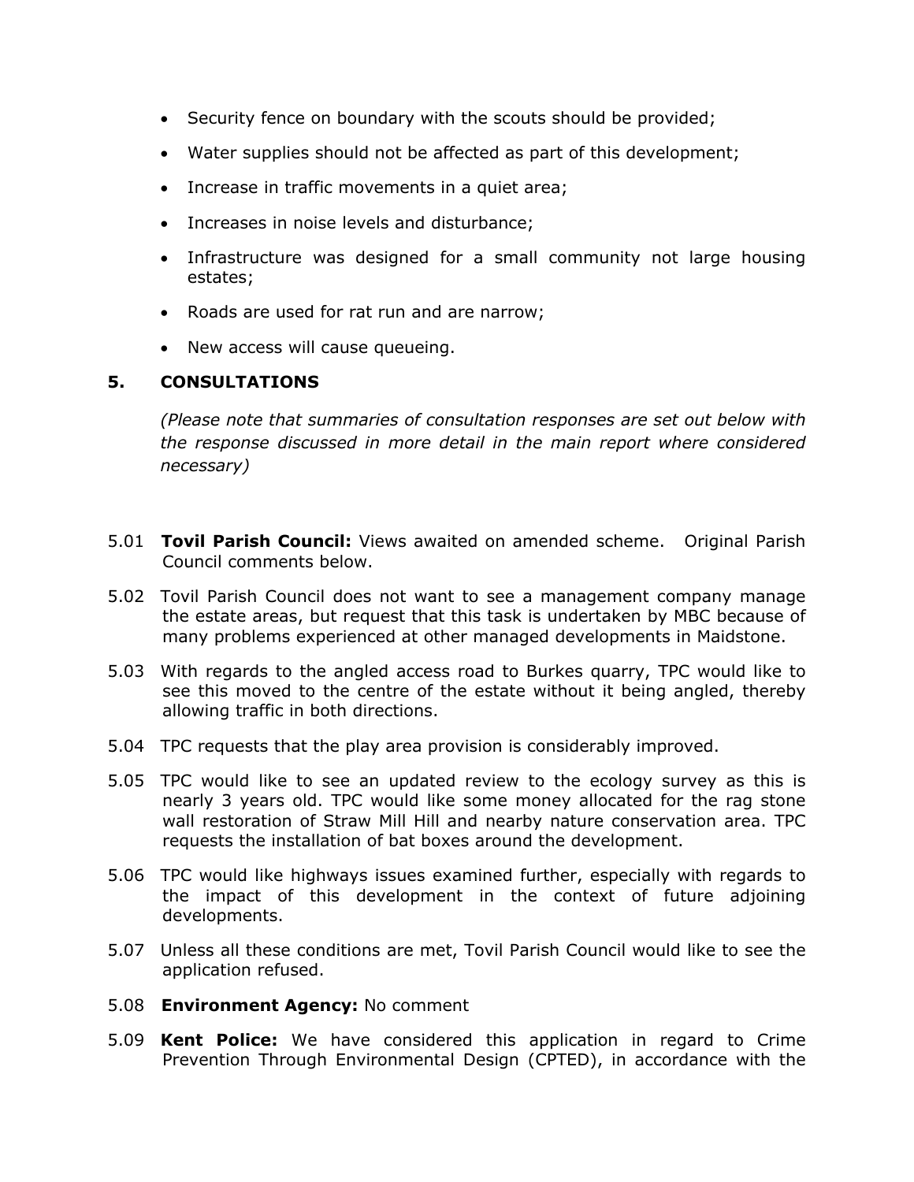- Security fence on boundary with the scouts should be provided;
- Water supplies should not be affected as part of this development;
- Increase in traffic movements in a quiet area;
- Increases in noise levels and disturbance;
- Infrastructure was designed for a small community not large housing estates;
- Roads are used for rat run and are narrow;
- New access will cause queueing.

## 5. CONSULTATIONS

*(Please note that summaries of consultation responses are set out below with the response discussed in more detail in the main report where considered necessary)*

5.01 **Tovil Parish Council:** Views awaited on amended scheme. Original Parish Council comments below.

5.02 Tovil Parish Council does not want to see a management company manage the estate areas, but request that this task is undertaken by MBC because of many problems experienced at other managed developments in Maidstone.

5.03 With regards to the angled access road to Burkes quarry, TPC would like to see this moved to the centre of the estate without it being angled, thereby allowing traffic in both directions.

5.04 TPC requests that the play area provision is considerably improved.

5.05 TPC would like to see an updated review to the ecology survey as this is nearly 3 years old. TPC would like some money allocated for the rag stone wall restoration of Straw Mill Hill and nearby nature conservation area. TPC requests the installation of bat boxes around the development.

5.06 TPC would like highways issues examined further, especially with regards to the impact of this development in the context of future adjoining developments.

5.07 Unless all these conditions are met, Tovil Parish Council would like to see the application refused.

5.08 **Environment Agency:** No comment

5.09 **Kent Police:** We have considered this application in regard to Crime Prevention Through Environmental Design (CPTED), in accordance with the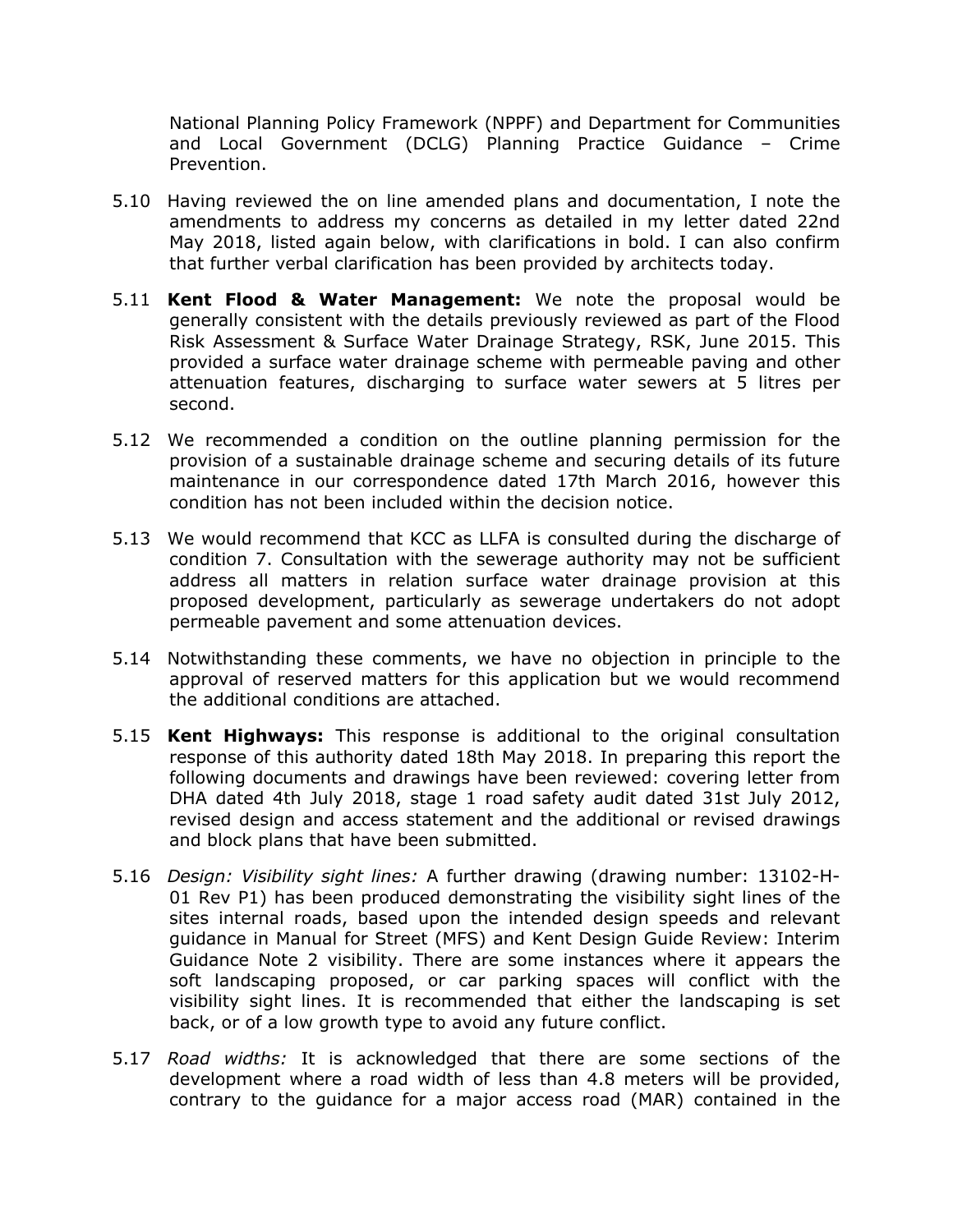National Planning Policy Framework (NPPF) and Department for Communities and Local Government (DCLG) Planning Practice Guidance – Crime Prevention.

5.10 Having reviewed the on line amended plans and documentation, I note the amendments to address my concerns as detailed in my letter dated 22nd May 2018, listed again below, with clarifications in bold. I can also confirm that further verbal clarification has been provided by architects today.

5.11 **Kent Flood & Water Management:** We note the proposal would be generally consistent with the details previously reviewed as part of the Flood Risk Assessment & Surface Water Drainage Strategy, RSK, June 2015. This provided a surface water drainage scheme with permeable paving and other attenuation features, discharging to surface water sewers at 5 litres per second.

5.12 We recommended a condition on the outline planning permission for the provision of a sustainable drainage scheme and securing details of its future maintenance in our correspondence dated 17th March 2016, however this condition has not been included within the decision notice.

5.13 We would recommend that KCC as LLFA is consulted during the discharge of condition 7. Consultation with the sewerage authority may not be sufficient address all matters in relation surface water drainage provision at this proposed development, particularly as sewerage undertakers do not adopt permeable pavement and some attenuation devices.

5.14 Notwithstanding these comments, we have no objection in principle to the approval of reserved matters for this application but we would recommend the additional conditions are attached.

5.15 **Kent Highways:** This response is additional to the original consultation response of this authority dated 18th May 2018. In preparing this report the following documents and drawings have been reviewed: covering letter from DHA dated 4th July 2018, stage 1 road safety audit dated 31st July 2012, revised design and access statement and the additional or revised drawings and block plans that have been submitted.

5.16 *Design: Visibility sight lines:* A further drawing (drawing number: 13102-H-01 Rev P1) has been produced demonstrating the visibility sight lines of the sites internal roads, based upon the intended design speeds and relevant guidance in Manual for Street (MFS) and Kent Design Guide Review: Interim Guidance Note 2 visibility. There are some instances where it appears the soft landscaping proposed, or car parking spaces will conflict with the visibility sight lines. It is recommended that either the landscaping is set back, or of a low growth type to avoid any future conflict.

5.17 *Road widths:* It is acknowledged that there are some sections of the development where a road width of less than 4.8 meters will be provided, contrary to the guidance for a major access road (MAR) contained in the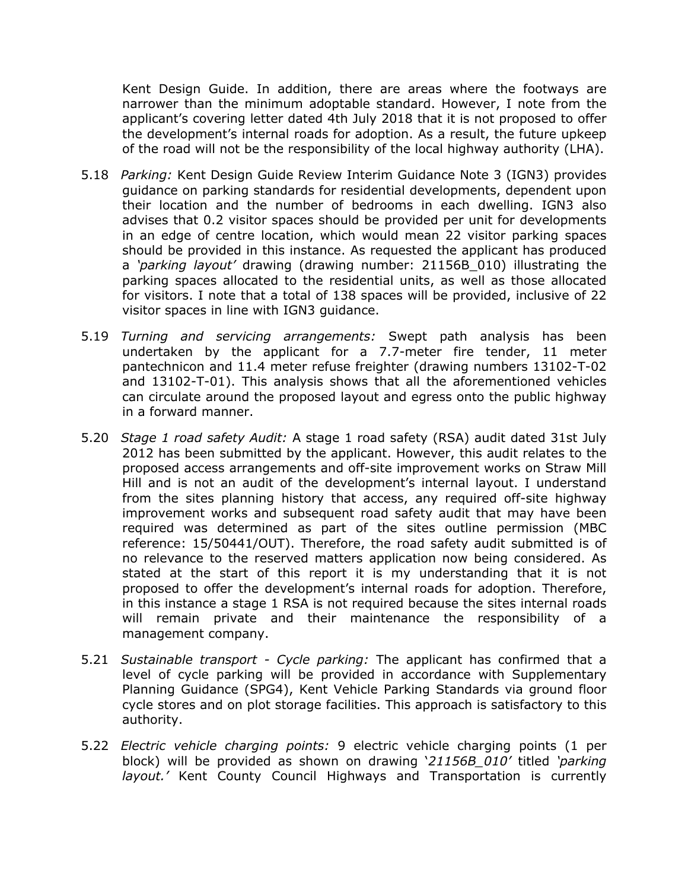Kent Design Guide. In addition, there are areas where the footways are narrower than the minimum adoptable standard. However, I note from the applicant's covering letter dated 4th July 2018 that it is not proposed to offer the development's internal roads for adoption. As a result, the future upkeep of the road will not be the responsibility of the local highway authority (LHA).

5.18 *Parking:* Kent Design Guide Review Interim Guidance Note 3 (IGN3) provides guidance on parking standards for residential developments, dependent upon their location and the number of bedrooms in each dwelling. IGN3 also advises that 0.2 visitor spaces should be provided per unit for developments in an edge of centre location, which would mean 22 visitor parking spaces should be provided in this instance. As requested the applicant has produced a *'parking layout'* drawing (drawing number: 21156B_010) illustrating the parking spaces allocated to the residential units, as well as those allocated for visitors. I note that a total of 138 spaces will be provided, inclusive of 22 visitor spaces in line with IGN3 guidance.

5.19 *Turning and servicing arrangements:* Swept path analysis has been undertaken by the applicant for a 7.7-meter fire tender, 11 meter pantechnicon and 11.4 meter refuse freighter (drawing numbers 13102-T-02 and 13102-T-01). This analysis shows that all the aforementioned vehicles can circulate around the proposed layout and egress onto the public highway in a forward manner.

5.20 *Stage 1 road safety Audit:* A stage 1 road safety (RSA) audit dated 31st July 2012 has been submitted by the applicant. However, this audit relates to the proposed access arrangements and off-site improvement works on Straw Mill Hill and is not an audit of the development's internal layout. I understand from the sites planning history that access, any required off-site highway improvement works and subsequent road safety audit that may have been required was determined as part of the sites outline permission (MBC reference: 15/50441/OUT). Therefore, the road safety audit submitted is of no relevance to the reserved matters application now being considered. As stated at the start of this report it is my understanding that it is not proposed to offer the development's internal roads for adoption. Therefore, in this instance a stage 1 RSA is not required because the sites internal roads will remain private and their maintenance the responsibility of a management company.

5.21 *Sustainable transport - Cycle parking:* The applicant has confirmed that a level of cycle parking will be provided in accordance with Supplementary Planning Guidance (SPG4), Kent Vehicle Parking Standards via ground floor cycle stores and on plot storage facilities. This approach is satisfactory to this authority.

5.22 *Electric vehicle charging points:* 9 electric vehicle charging points (1 per block) will be provided as shown on drawing '*21156B_010'* titled *'parking layout.'* Kent County Council Highways and Transportation is currently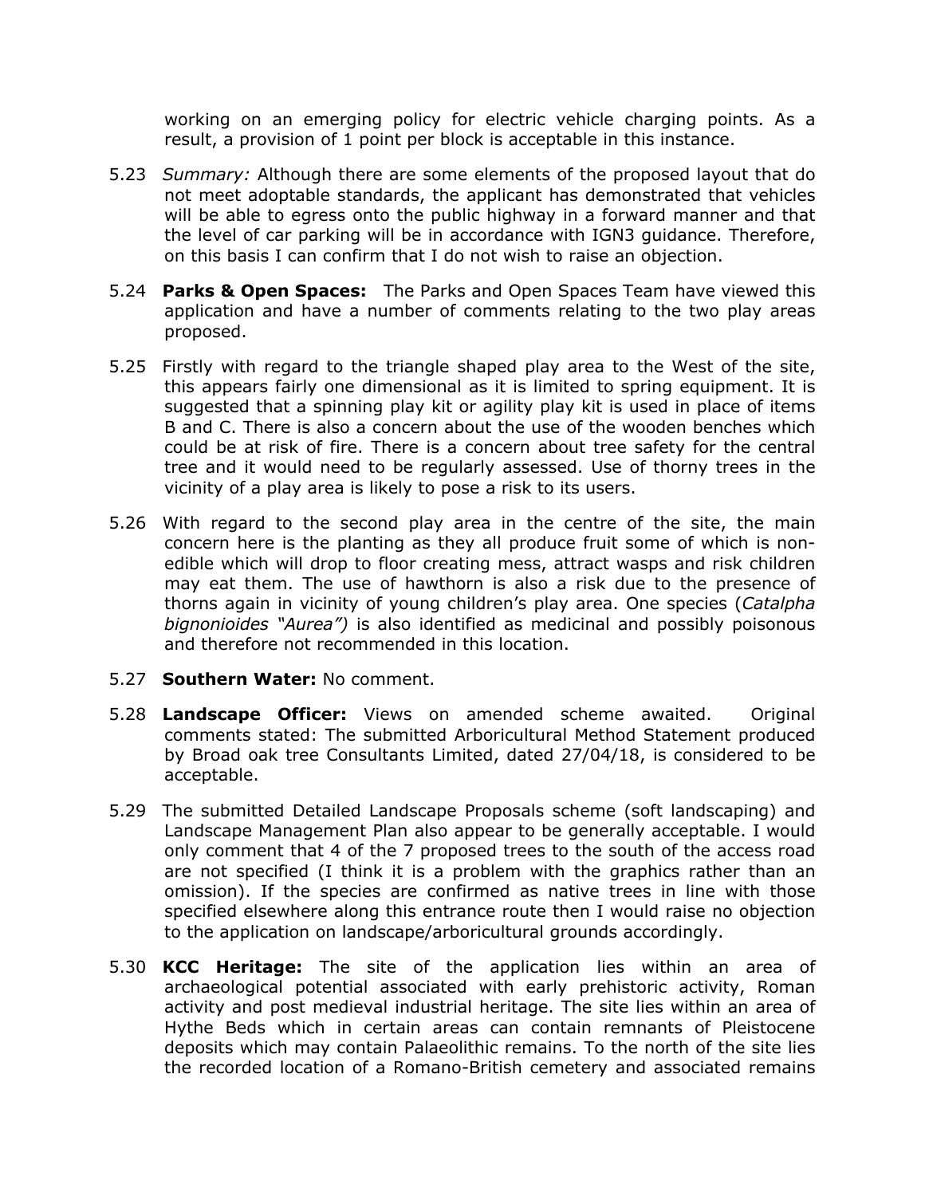working on an emerging policy for electric vehicle charging points. As a result, a provision of 1 point per block is acceptable in this instance.

5.23 *Summary:* Although there are some elements of the proposed layout that do not meet adoptable standards, the applicant has demonstrated that vehicles will be able to egress onto the public highway in a forward manner and that the level of car parking will be in accordance with IGN3 guidance. Therefore, on this basis I can confirm that I do not wish to raise an objection.

5.24 **Parks & Open Spaces:** The Parks and Open Spaces Team have viewed this application and have a number of comments relating to the two play areas proposed.

5.25 Firstly with regard to the triangle shaped play area to the West of the site, this appears fairly one dimensional as it is limited to spring equipment. It is suggested that a spinning play kit or agility play kit is used in place of items B and C. There is also a concern about the use of the wooden benches which could be at risk of fire. There is a concern about tree safety for the central tree and it would need to be regularly assessed. Use of thorny trees in the vicinity of a play area is likely to pose a risk to its users.

5.26 With regard to the second play area in the centre of the site, the main concern here is the planting as they all produce fruit some of which is non-edible which will drop to floor creating mess, attract wasps and risk children may eat them. The use of hawthorn is also a risk due to the presence of thorns again in vicinity of young children's play area. One species (*Catalpha bignonioides "Aurea")* is also identified as medicinal and possibly poisonous and therefore not recommended in this location.

5.27 **Southern Water:** No comment.

5.28 **Landscape Officer:** Views on amended scheme awaited. Original comments stated: The submitted Arboricultural Method Statement produced by Broad oak tree Consultants Limited, dated 27/04/18, is considered to be acceptable.

5.29 The submitted Detailed Landscape Proposals scheme (soft landscaping) and Landscape Management Plan also appear to be generally acceptable. I would only comment that 4 of the 7 proposed trees to the south of the access road are not specified (I think it is a problem with the graphics rather than an omission). If the species are confirmed as native trees in line with those specified elsewhere along this entrance route then I would raise no objection to the application on landscape/arboricultural grounds accordingly.

5.30 **KCC Heritage:** The site of the application lies within an area of archaeological potential associated with early prehistoric activity, Roman activity and post medieval industrial heritage. The site lies within an area of Hythe Beds which in certain areas can contain remnants of Pleistocene deposits which may contain Palaeolithic remains. To the north of the site lies the recorded location of a Romano-British cemetery and associated remains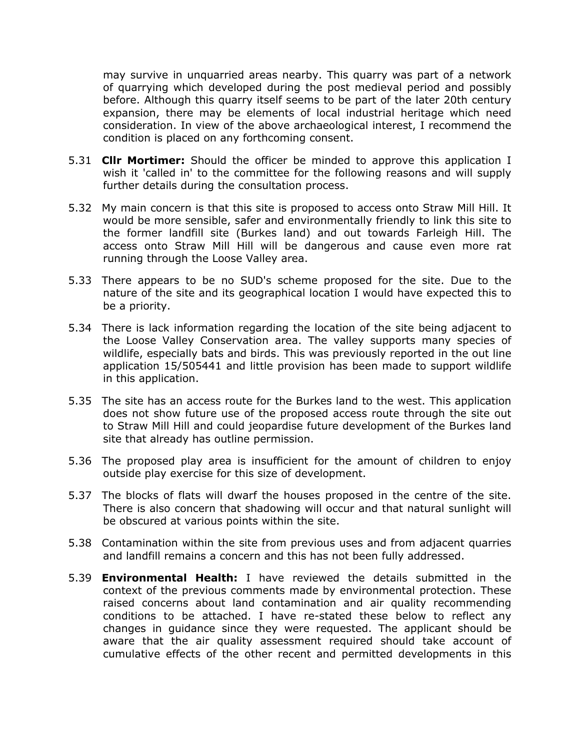may survive in unquarried areas nearby. This quarry was part of a network of quarrying which developed during the post medieval period and possibly before. Although this quarry itself seems to be part of the later 20th century expansion, there may be elements of local industrial heritage which need consideration. In view of the above archaeological interest, I recommend the condition is placed on any forthcoming consent.

5.31 **Cllr Mortimer:** Should the officer be minded to approve this application I wish it 'called in' to the committee for the following reasons and will supply further details during the consultation process.

5.32 My main concern is that this site is proposed to access onto Straw Mill Hill. It would be more sensible, safer and environmentally friendly to link this site to the former landfill site (Burkes land) and out towards Farleigh Hill. The access onto Straw Mill Hill will be dangerous and cause even more rat running through the Loose Valley area.

5.33 There appears to be no SUD's scheme proposed for the site. Due to the nature of the site and its geographical location I would have expected this to be a priority.

5.34 There is lack information regarding the location of the site being adjacent to the Loose Valley Conservation area. The valley supports many species of wildlife, especially bats and birds. This was previously reported in the out line application 15/505441 and little provision has been made to support wildlife in this application.

5.35 The site has an access route for the Burkes land to the west. This application does not show future use of the proposed access route through the site out to Straw Mill Hill and could jeopardise future development of the Burkes land site that already has outline permission.

5.36 The proposed play area is insufficient for the amount of children to enjoy outside play exercise for this size of development.

5.37 The blocks of flats will dwarf the houses proposed in the centre of the site. There is also concern that shadowing will occur and that natural sunlight will be obscured at various points within the site.

5.38 Contamination within the site from previous uses and from adjacent quarries and landfill remains a concern and this has not been fully addressed.

5.39 **Environmental Health:** I have reviewed the details submitted in the context of the previous comments made by environmental protection. These raised concerns about land contamination and air quality recommending conditions to be attached. I have re-stated these below to reflect any changes in guidance since they were requested. The applicant should be aware that the air quality assessment required should take account of cumulative effects of the other recent and permitted developments in this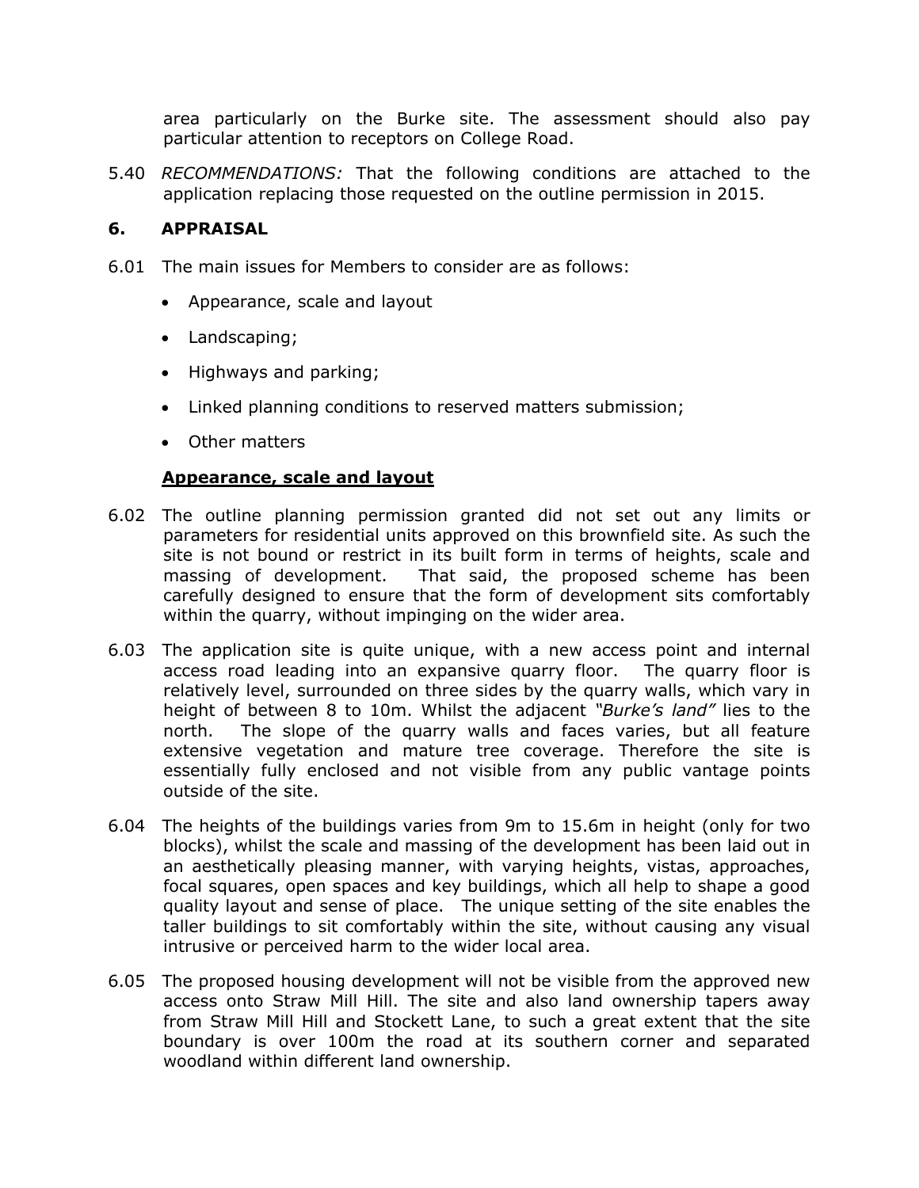area particularly on the Burke site. The assessment should also pay particular attention to receptors on College Road.

5.40 *RECOMMENDATIONS:* That the following conditions are attached to the application replacing those requested on the outline permission in 2015.

## 6. APPRAISAL

6.01 The main issues for Members to consider are as follows:

- Appearance, scale and layout
- Landscaping;
- Highways and parking;
- Linked planning conditions to reserved matters submission;
- Other matters

**Appearance, scale and layout**

6.02 The outline planning permission granted did not set out any limits or parameters for residential units approved on this brownfield site. As such the site is not bound or restrict in its built form in terms of heights, scale and massing of development. That said, the proposed scheme has been carefully designed to ensure that the form of development sits comfortably within the quarry, without impinging on the wider area.

6.03 The application site is quite unique, with a new access point and internal access road leading into an expansive quarry floor. The quarry floor is relatively level, surrounded on three sides by the quarry walls, which vary in height of between 8 to 10m. Whilst the adjacent *"Burke's land"* lies to the north. The slope of the quarry walls and faces varies, but all feature extensive vegetation and mature tree coverage. Therefore the site is essentially fully enclosed and not visible from any public vantage points outside of the site.

6.04 The heights of the buildings varies from 9m to 15.6m in height (only for two blocks), whilst the scale and massing of the development has been laid out in an aesthetically pleasing manner, with varying heights, vistas, approaches, focal squares, open spaces and key buildings, which all help to shape a good quality layout and sense of place. The unique setting of the site enables the taller buildings to sit comfortably within the site, without causing any visual intrusive or perceived harm to the wider local area.

6.05 The proposed housing development will not be visible from the approved new access onto Straw Mill Hill. The site and also land ownership tapers away from Straw Mill Hill and Stockett Lane, to such a great extent that the site boundary is over 100m the road at its southern corner and separated woodland within different land ownership.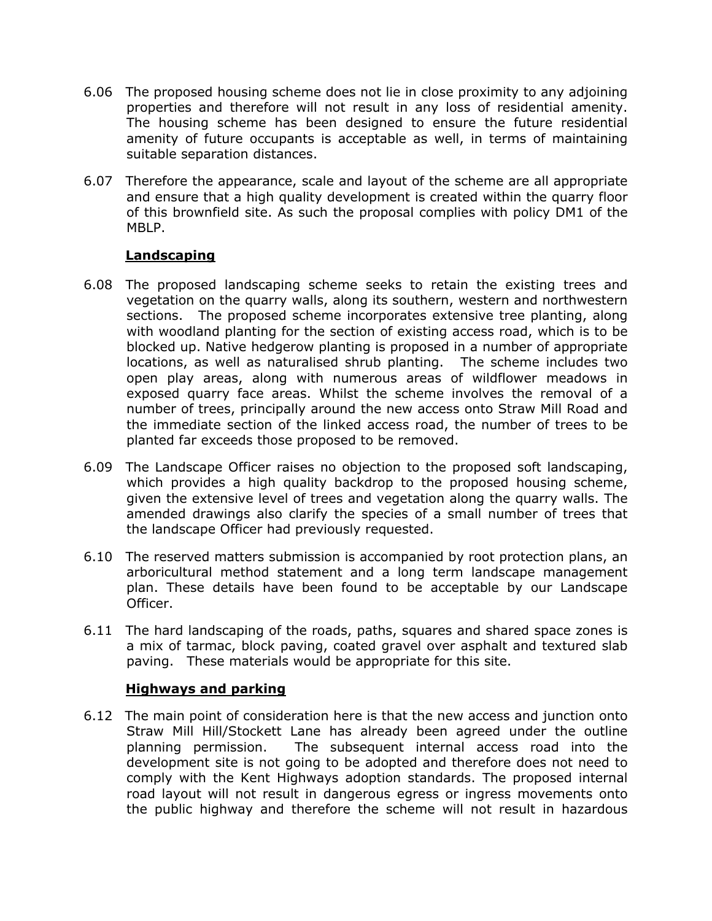6.06 The proposed housing scheme does not lie in close proximity to any adjoining properties and therefore will not result in any loss of residential amenity. The housing scheme has been designed to ensure the future residential amenity of future occupants is acceptable as well, in terms of maintaining suitable separation distances.

6.07 Therefore the appearance, scale and layout of the scheme are all appropriate and ensure that a high quality development is created within the quarry floor of this brownfield site. As such the proposal complies with policy DM1 of the MBLP.

**Landscaping**

6.08 The proposed landscaping scheme seeks to retain the existing trees and vegetation on the quarry walls, along its southern, western and northwestern sections. The proposed scheme incorporates extensive tree planting, along with woodland planting for the section of existing access road, which is to be blocked up. Native hedgerow planting is proposed in a number of appropriate locations, as well as naturalised shrub planting. The scheme includes two open play areas, along with numerous areas of wildflower meadows in exposed quarry face areas. Whilst the scheme involves the removal of a number of trees, principally around the new access onto Straw Mill Road and the immediate section of the linked access road, the number of trees to be planted far exceeds those proposed to be removed.

6.09 The Landscape Officer raises no objection to the proposed soft landscaping, which provides a high quality backdrop to the proposed housing scheme, given the extensive level of trees and vegetation along the quarry walls. The amended drawings also clarify the species of a small number of trees that the landscape Officer had previously requested.

6.10 The reserved matters submission is accompanied by root protection plans, an arboricultural method statement and a long term landscape management plan. These details have been found to be acceptable by our Landscape Officer.

6.11 The hard landscaping of the roads, paths, squares and shared space zones is a mix of tarmac, block paving, coated gravel over asphalt and textured slab paving. These materials would be appropriate for this site.

**Highways and parking**

6.12 The main point of consideration here is that the new access and junction onto Straw Mill Hill/Stockett Lane has already been agreed under the outline planning permission. The subsequent internal access road into the development site is not going to be adopted and therefore does not need to comply with the Kent Highways adoption standards. The proposed internal road layout will not result in dangerous egress or ingress movements onto the public highway and therefore the scheme will not result in hazardous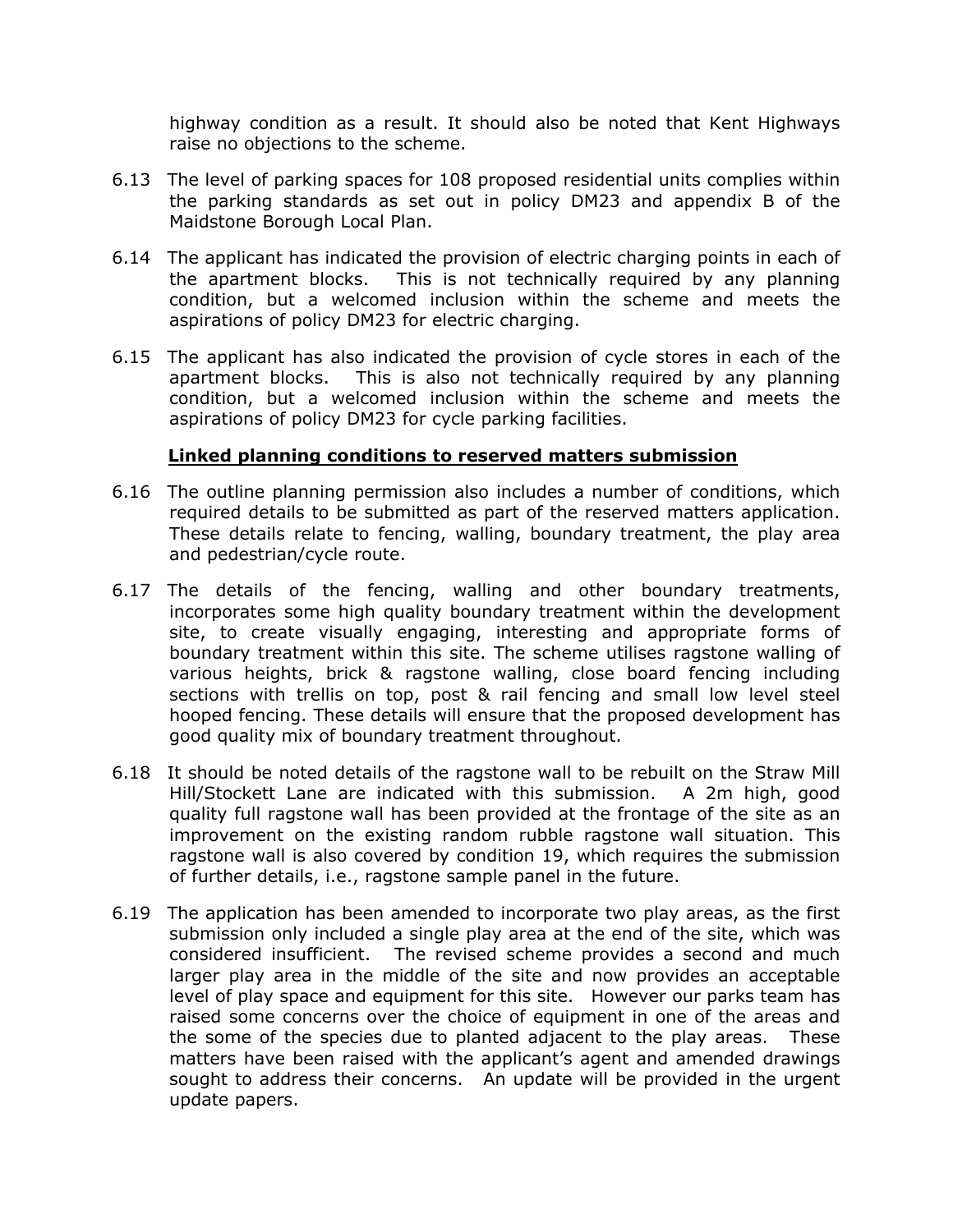highway condition as a result. It should also be noted that Kent Highways raise no objections to the scheme.

6.13 The level of parking spaces for 108 proposed residential units complies within the parking standards as set out in policy DM23 and appendix B of the Maidstone Borough Local Plan.

6.14 The applicant has indicated the provision of electric charging points in each of the apartment blocks. This is not technically required by any planning condition, but a welcomed inclusion within the scheme and meets the aspirations of policy DM23 for electric charging.

6.15 The applicant has also indicated the provision of cycle stores in each of the apartment blocks. This is also not technically required by any planning condition, but a welcomed inclusion within the scheme and meets the aspirations of policy DM23 for cycle parking facilities.

**Linked planning conditions to reserved matters submission**

6.16 The outline planning permission also includes a number of conditions, which required details to be submitted as part of the reserved matters application. These details relate to fencing, walling, boundary treatment, the play area and pedestrian/cycle route.

6.17 The details of the fencing, walling and other boundary treatments, incorporates some high quality boundary treatment within the development site, to create visually engaging, interesting and appropriate forms of boundary treatment within this site. The scheme utilises ragstone walling of various heights, brick & ragstone walling, close board fencing including sections with trellis on top, post & rail fencing and small low level steel hooped fencing. These details will ensure that the proposed development has good quality mix of boundary treatment throughout.

6.18 It should be noted details of the ragstone wall to be rebuilt on the Straw Mill Hill/Stockett Lane are indicated with this submission. A 2m high, good quality full ragstone wall has been provided at the frontage of the site as an improvement on the existing random rubble ragstone wall situation. This ragstone wall is also covered by condition 19, which requires the submission of further details, i.e., ragstone sample panel in the future.

6.19 The application has been amended to incorporate two play areas, as the first submission only included a single play area at the end of the site, which was considered insufficient. The revised scheme provides a second and much larger play area in the middle of the site and now provides an acceptable level of play space and equipment for this site. However our parks team has raised some concerns over the choice of equipment in one of the areas and the some of the species due to planted adjacent to the play areas. These matters have been raised with the applicant's agent and amended drawings sought to address their concerns. An update will be provided in the urgent update papers.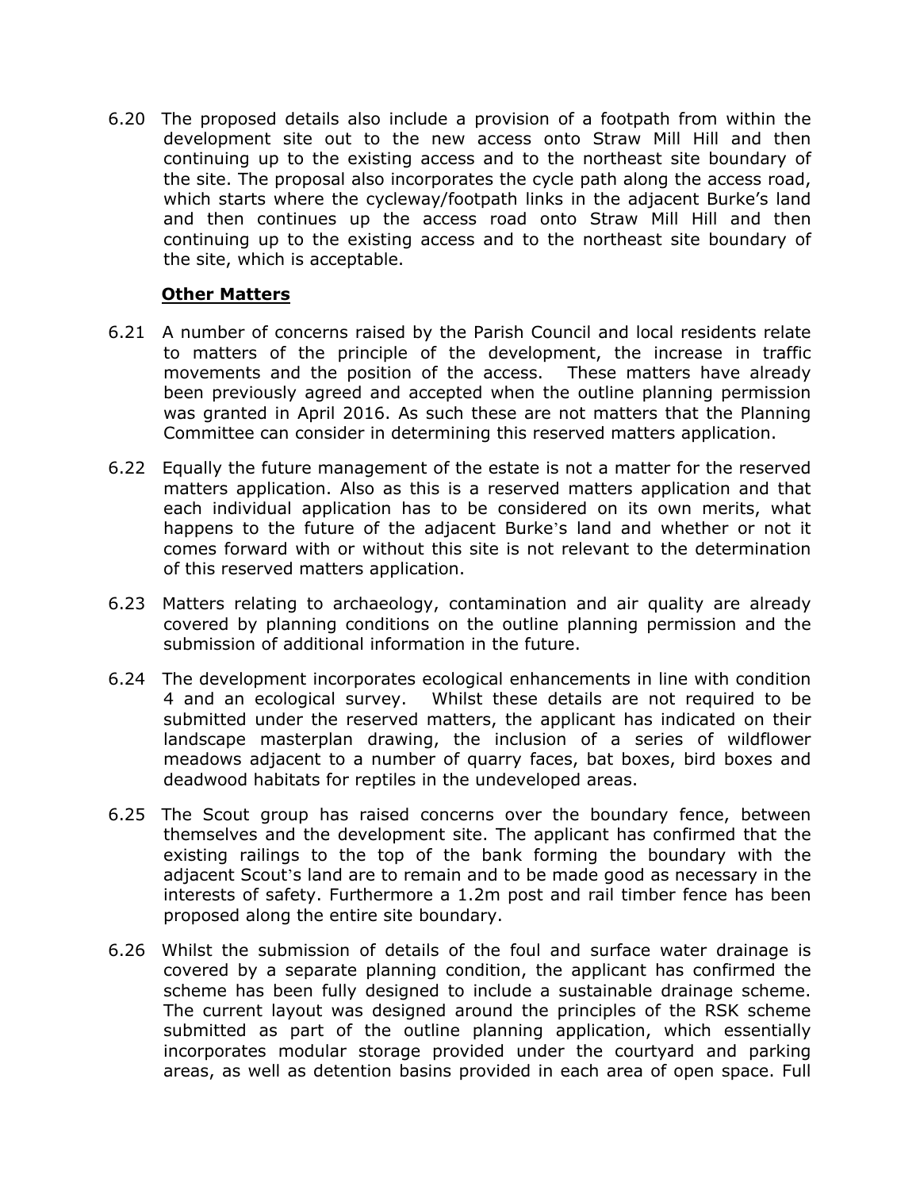6.20 The proposed details also include a provision of a footpath from within the development site out to the new access onto Straw Mill Hill and then continuing up to the existing access and to the northeast site boundary of the site. The proposal also incorporates the cycle path along the access road, which starts where the cycleway/footpath links in the adjacent Burke's land and then continues up the access road onto Straw Mill Hill and then continuing up to the existing access and to the northeast site boundary of the site, which is acceptable.

**Other Matters**

6.21 A number of concerns raised by the Parish Council and local residents relate to matters of the principle of the development, the increase in traffic movements and the position of the access. These matters have already been previously agreed and accepted when the outline planning permission was granted in April 2016. As such these are not matters that the Planning Committee can consider in determining this reserved matters application.

6.22 Equally the future management of the estate is not a matter for the reserved matters application. Also as this is a reserved matters application and that each individual application has to be considered on its own merits, what happens to the future of the adjacent Burke's land and whether or not it comes forward with or without this site is not relevant to the determination of this reserved matters application.

6.23 Matters relating to archaeology, contamination and air quality are already covered by planning conditions on the outline planning permission and the submission of additional information in the future.

6.24 The development incorporates ecological enhancements in line with condition 4 and an ecological survey. Whilst these details are not required to be submitted under the reserved matters, the applicant has indicated on their landscape masterplan drawing, the inclusion of a series of wildflower meadows adjacent to a number of quarry faces, bat boxes, bird boxes and deadwood habitats for reptiles in the undeveloped areas.

6.25 The Scout group has raised concerns over the boundary fence, between themselves and the development site. The applicant has confirmed that the existing railings to the top of the bank forming the boundary with the adjacent Scout's land are to remain and to be made good as necessary in the interests of safety. Furthermore a 1.2m post and rail timber fence has been proposed along the entire site boundary.

6.26 Whilst the submission of details of the foul and surface water drainage is covered by a separate planning condition, the applicant has confirmed the scheme has been fully designed to include a sustainable drainage scheme. The current layout was designed around the principles of the RSK scheme submitted as part of the outline planning application, which essentially incorporates modular storage provided under the courtyard and parking areas, as well as detention basins provided in each area of open space. Full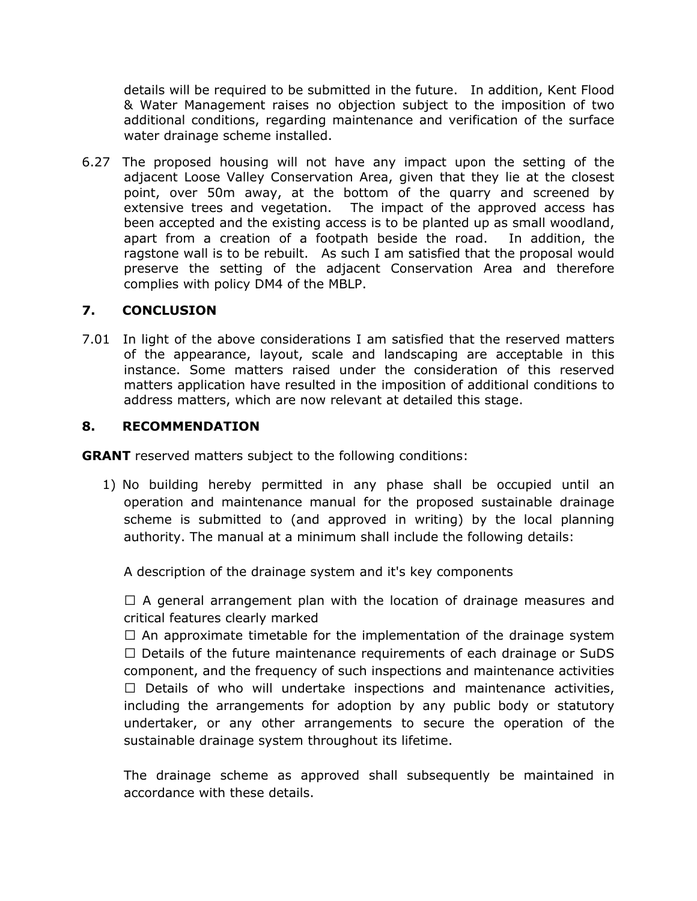details will be required to be submitted in the future. In addition, Kent Flood & Water Management raises no objection subject to the imposition of two additional conditions, regarding maintenance and verification of the surface water drainage scheme installed.

6.27 The proposed housing will not have any impact upon the setting of the adjacent Loose Valley Conservation Area, given that they lie at the closest point, over 50m away, at the bottom of the quarry and screened by extensive trees and vegetation. The impact of the approved access has been accepted and the existing access is to be planted up as small woodland, apart from a creation of a footpath beside the road. In addition, the ragstone wall is to be rebuilt. As such I am satisfied that the proposal would preserve the setting of the adjacent Conservation Area and therefore complies with policy DM4 of the MBLP.

## 7. CONCLUSION

7.01 In light of the above considerations I am satisfied that the reserved matters of the appearance, layout, scale and landscaping are acceptable in this instance. Some matters raised under the consideration of this reserved matters application have resulted in the imposition of additional conditions to address matters, which are now relevant at detailed this stage.

## 8. RECOMMENDATION

**GRANT** reserved matters subject to the following conditions:

1) No building hereby permitted in any phase shall be occupied until an operation and maintenance manual for the proposed sustainable drainage scheme is submitted to (and approved in writing) by the local planning authority. The manual at a minimum shall include the following details:

   A description of the drainage system and it's key components

   ☐ A general arrangement plan with the location of drainage measures and critical features clearly marked
   ☐ An approximate timetable for the implementation of the drainage system
   ☐ Details of the future maintenance requirements of each drainage or SuDS component, and the frequency of such inspections and maintenance activities
   ☐ Details of who will undertake inspections and maintenance activities, including the arrangements for adoption by any public body or statutory undertaker, or any other arrangements to secure the operation of the sustainable drainage system throughout its lifetime.

   The drainage scheme as approved shall subsequently be maintained in accordance with these details.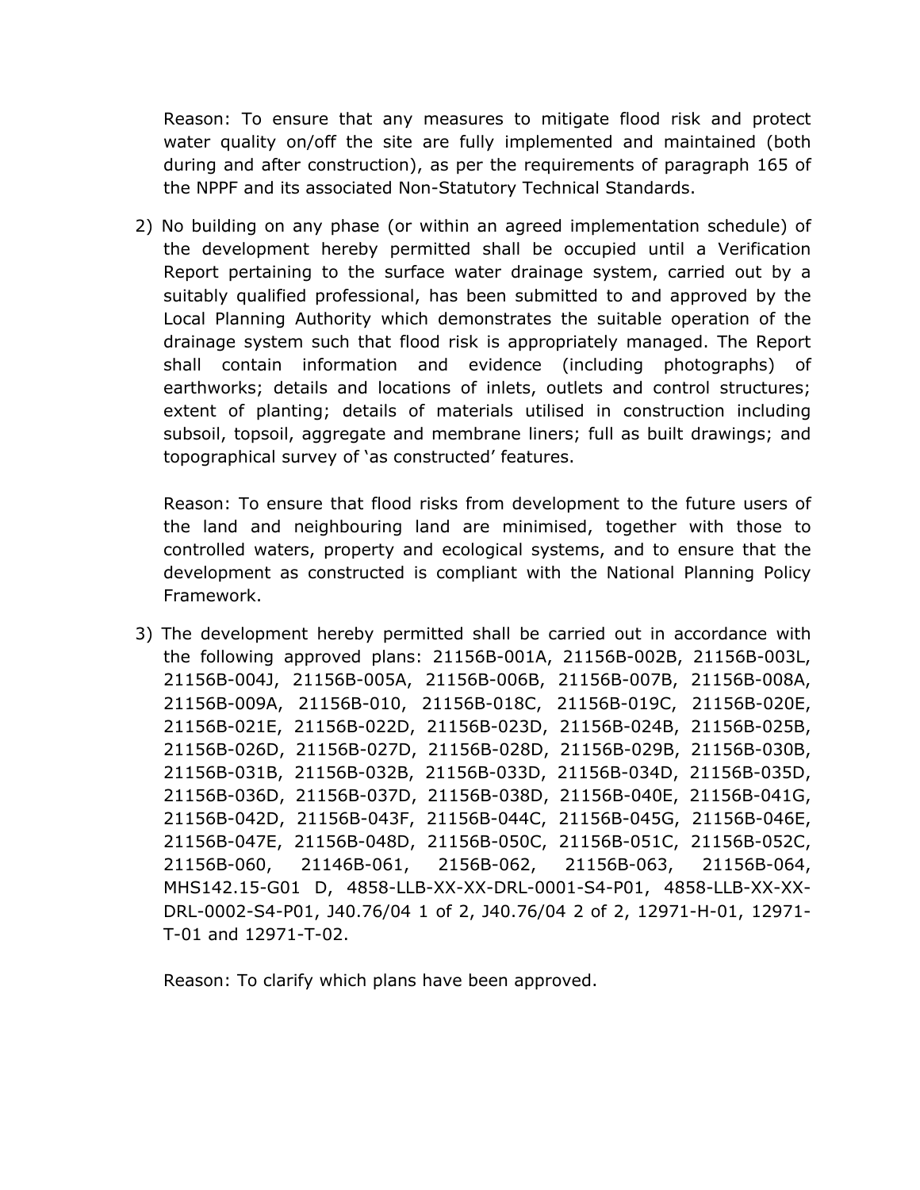Reason: To ensure that any measures to mitigate flood risk and protect water quality on/off the site are fully implemented and maintained (both during and after construction), as per the requirements of paragraph 165 of the NPPF and its associated Non-Statutory Technical Standards.

2) No building on any phase (or within an agreed implementation schedule) of the development hereby permitted shall be occupied until a Verification Report pertaining to the surface water drainage system, carried out by a suitably qualified professional, has been submitted to and approved by the Local Planning Authority which demonstrates the suitable operation of the drainage system such that flood risk is appropriately managed. The Report shall contain information and evidence (including photographs) of earthworks; details and locations of inlets, outlets and control structures; extent of planting; details of materials utilised in construction including subsoil, topsoil, aggregate and membrane liners; full as built drawings; and topographical survey of 'as constructed' features.

   Reason: To ensure that flood risks from development to the future users of the land and neighbouring land are minimised, together with those to controlled waters, property and ecological systems, and to ensure that the development as constructed is compliant with the National Planning Policy Framework.

3) The development hereby permitted shall be carried out in accordance with the following approved plans: 21156B-001A, 21156B-002B, 21156B-003L, 21156B-004J, 21156B-005A, 21156B-006B, 21156B-007B, 21156B-008A, 21156B-009A, 21156B-010, 21156B-018C, 21156B-019C, 21156B-020E, 21156B-021E, 21156B-022D, 21156B-023D, 21156B-024B, 21156B-025B, 21156B-026D, 21156B-027D, 21156B-028D, 21156B-029B, 21156B-030B, 21156B-031B, 21156B-032B, 21156B-033D, 21156B-034D, 21156B-035D, 21156B-036D, 21156B-037D, 21156B-038D, 21156B-040E, 21156B-041G, 21156B-042D, 21156B-043F, 21156B-044C, 21156B-045G, 21156B-046E, 21156B-047E, 21156B-048D, 21156B-050C, 21156B-051C, 21156B-052C, 21156B-060, 21146B-061, 2156B-062, 21156B-063, 21156B-064, MHS142.15-G01 D, 4858-LLB-XX-XX-DRL-0001-S4-P01, 4858-LLB-XX-XX-DRL-0002-S4-P01, J40.76/04 1 of 2, J40.76/04 2 of 2, 12971-H-01, 12971-T-01 and 12971-T-02.

   Reason: To clarify which plans have been approved.